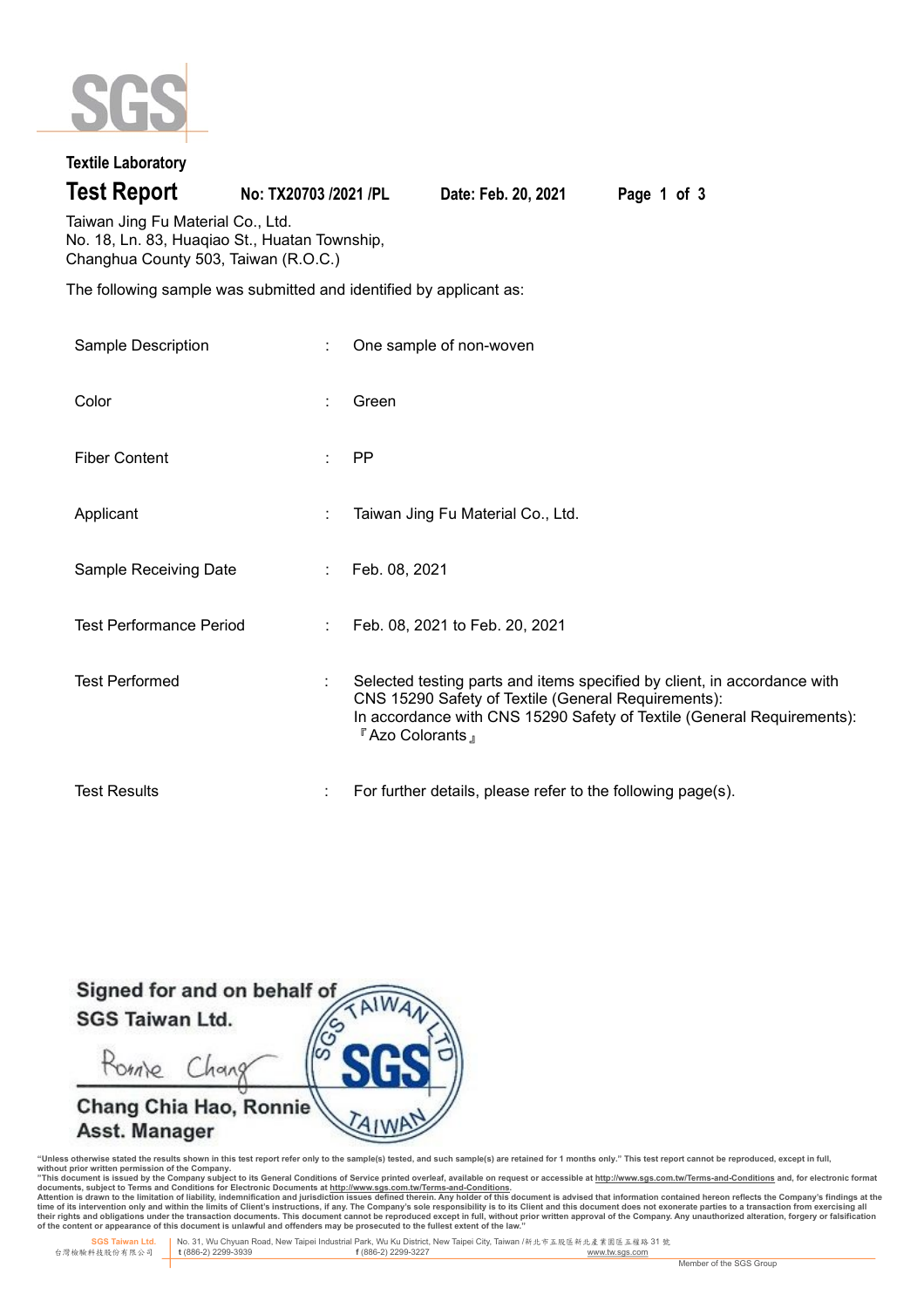**Textile Laboratory**

# Test Report

**No: TX20703 /2021 /PL** **Date: Feb. 20, 2021**

Taiwan Jing Fu Material Co., Ltd.
No. 18, Ln. 83, Huaqiao St., Huatan Township,
Changhua County 503, Taiwan (R.O.C.)

The following sample was submitted and identified by applicant as:

| | | |
|---|---|---|
| Sample Description | : | One sample of non-woven |
| Color | : | Green |
| Fiber Content | : | PP |
| Applicant | : | Taiwan Jing Fu Material Co., Ltd. |
| Sample Receiving Date | : | Feb. 08, 2021 |
| Test Performance Period | : | Feb. 08, 2021 to Feb. 20, 2021 |
| Test Performed | : | Selected testing parts and items specified by client, in accordance with CNS 15290 Safety of Textile (General Requirements): In accordance with CNS 15290 Safety of Textile (General Requirements): 『Azo Colorants』 |
| Test Results | : | For further details, please refer to the following page(s). |

**Signed for and on behalf of**
**SGS Taiwan Ltd.**

Ronnie Chang

**Chang Chia Hao, Ronnie**
**Asst. Manager**

"Unless otherwise stated the results shown in this test report refer only to the sample(s) tested, and such sample(s) are retained for 1 months only." This test report cannot be reproduced, except in full, without prior written permission of the Company.
"This document is issued by the Company subject to its General Conditions of Service printed overleaf, available on request or accessible at http://www.sgs.com.tw/Terms-and-Conditions and, for electronic format documents, subject to Terms and Conditions for Electronic Documents at http://www.sgs.com.tw/Terms-and-Conditions.
Attention is drawn to the limitation of liability, indemnification and jurisdiction issues defined therein. Any holder of this document is advised that information contained hereon reflects the Company's findings at the time of its intervention only and within the limits of Client's instructions, if any. The Company's sole responsibility is to its Client and this document does not exonerate parties to a transaction from exercising all their rights and obligations under the transaction documents. This document cannot be reproduced except in full, without prior written approval of the Company. Any unauthorized alteration, forgery or falsification of the content or appearance of this document is unlawful and offenders may be prosecuted to the fullest extent of the law."

SGS Taiwan Ltd. 台灣檢驗科技股份有限公司 | No. 31, Wu Chyuan Road, New Taipei Industrial Park, Wu Ku District, New Taipei City, Taiwan /新北市五股區新北產業園區五權路31號 t (886-2) 2299-3939 f (886-2) 2299-3227 www.tw.sgs.com

Member of the SGS Group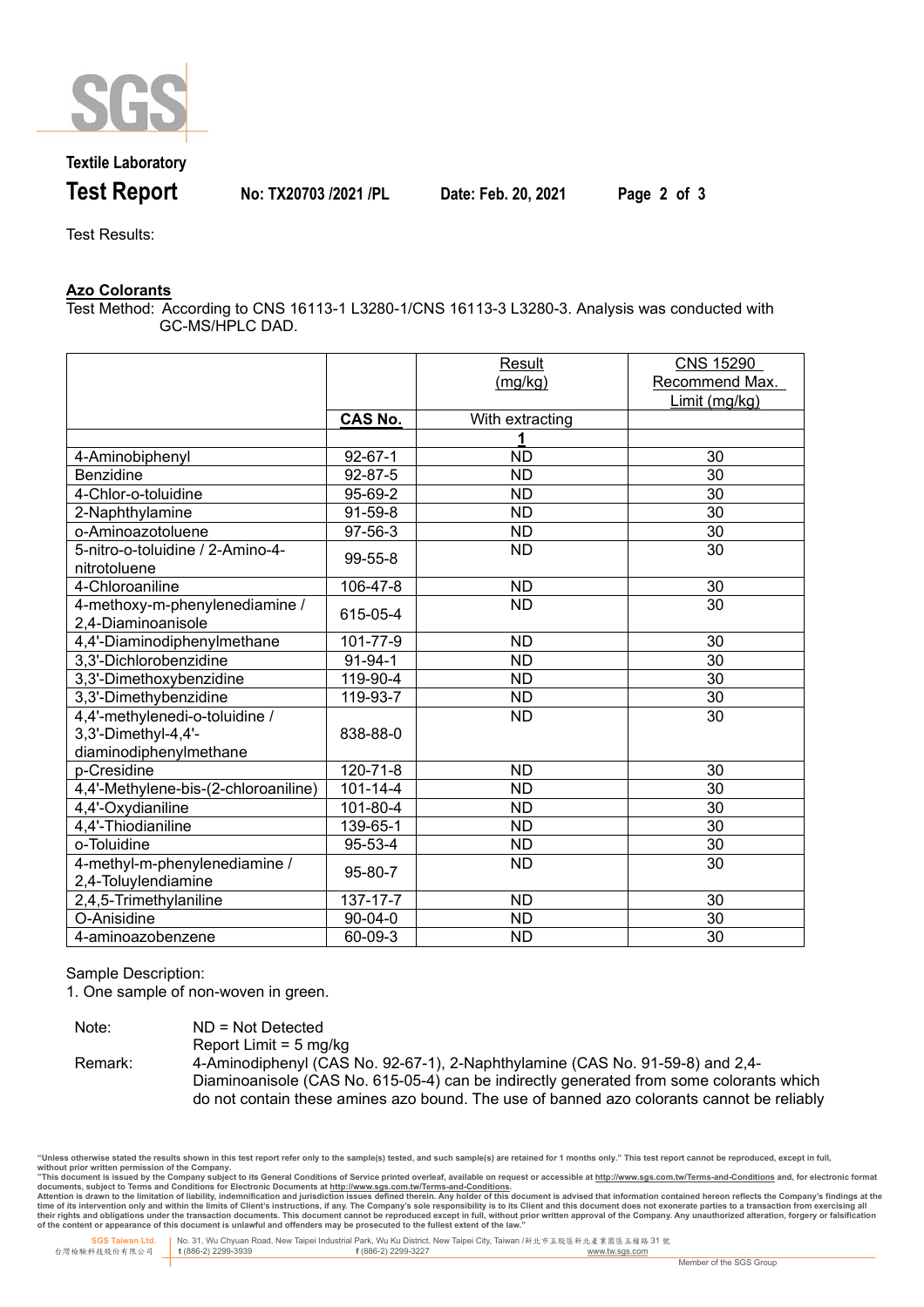**Textile Laboratory**

**Test Report** **No: TX20703 /2021 /PL** **Date: Feb. 20, 2021**

Test Results:

**Azo Colorants**

Test Method: According to CNS 16113-1 L3280-1/CNS 16113-3 L3280-3. Analysis was conducted with GC-MS/HPLC DAD.

| | | Result (mg/kg) | CNS 15290 Recommend Max. Limit (mg/kg) |
|---|---|---|---|
| | **CAS No.** | With extracting | |
| | | 1 | |
| 4-Aminobiphenyl | 92-67-1 | ND | 30 |
| Benzidine | 92-87-5 | ND | 30 |
| 4-Chlor-o-toluidine | 95-69-2 | ND | 30 |
| 2-Naphthylamine | 91-59-8 | ND | 30 |
| o-Aminoazotoluene | 97-56-3 | ND | 30 |
| 5-nitro-o-toluidine / 2-Amino-4-nitrotoluene | 99-55-8 | ND | 30 |
| 4-Chloroaniline | 106-47-8 | ND | 30 |
| 4-methoxy-m-phenylenediamine / 2,4-Diaminoanisole | 615-05-4 | ND | 30 |
| 4,4'-Diaminodiphenylmethane | 101-77-9 | ND | 30 |
| 3,3'-Dichlorobenzidine | 91-94-1 | ND | 30 |
| 3,3'-Dimethoxybenzidine | 119-90-4 | ND | 30 |
| 3,3'-Dimethybenzidine | 119-93-7 | ND | 30 |
| 4,4'-methylenedi-o-toluidine / 3,3'-Dimethyl-4,4'-diaminodiphenylmethane | 838-88-0 | ND | 30 |
| p-Cresidine | 120-71-8 | ND | 30 |
| 4,4'-Methylene-bis-(2-chloroaniline) | 101-14-4 | ND | 30 |
| 4,4'-Oxydianiline | 101-80-4 | ND | 30 |
| 4,4'-Thiodianiline | 139-65-1 | ND | 30 |
| o-Toluidine | 95-53-4 | ND | 30 |
| 4-methyl-m-phenylenediamine / 2,4-Toluylendiamine | 95-80-7 | ND | 30 |
| 2,4,5-Trimethylaniline | 137-17-7 | ND | 30 |
| O-Anisidine | 90-04-0 | ND | 30 |
| 4-aminoazobenzene | 60-09-3 | ND | 30 |

Sample Description:

1. One sample of non-woven in green.

Note: ND = Not Detected

Report Limit = 5 mg/kg

Remark: 4-Aminodiphenyl (CAS No. 92-67-1), 2-Naphthylamine (CAS No. 91-59-8) and 2,4-Diaminoanisole (CAS No. 615-05-4) can be indirectly generated from some colorants which do not contain these amines azo bound. The use of banned azo colorants cannot be reliably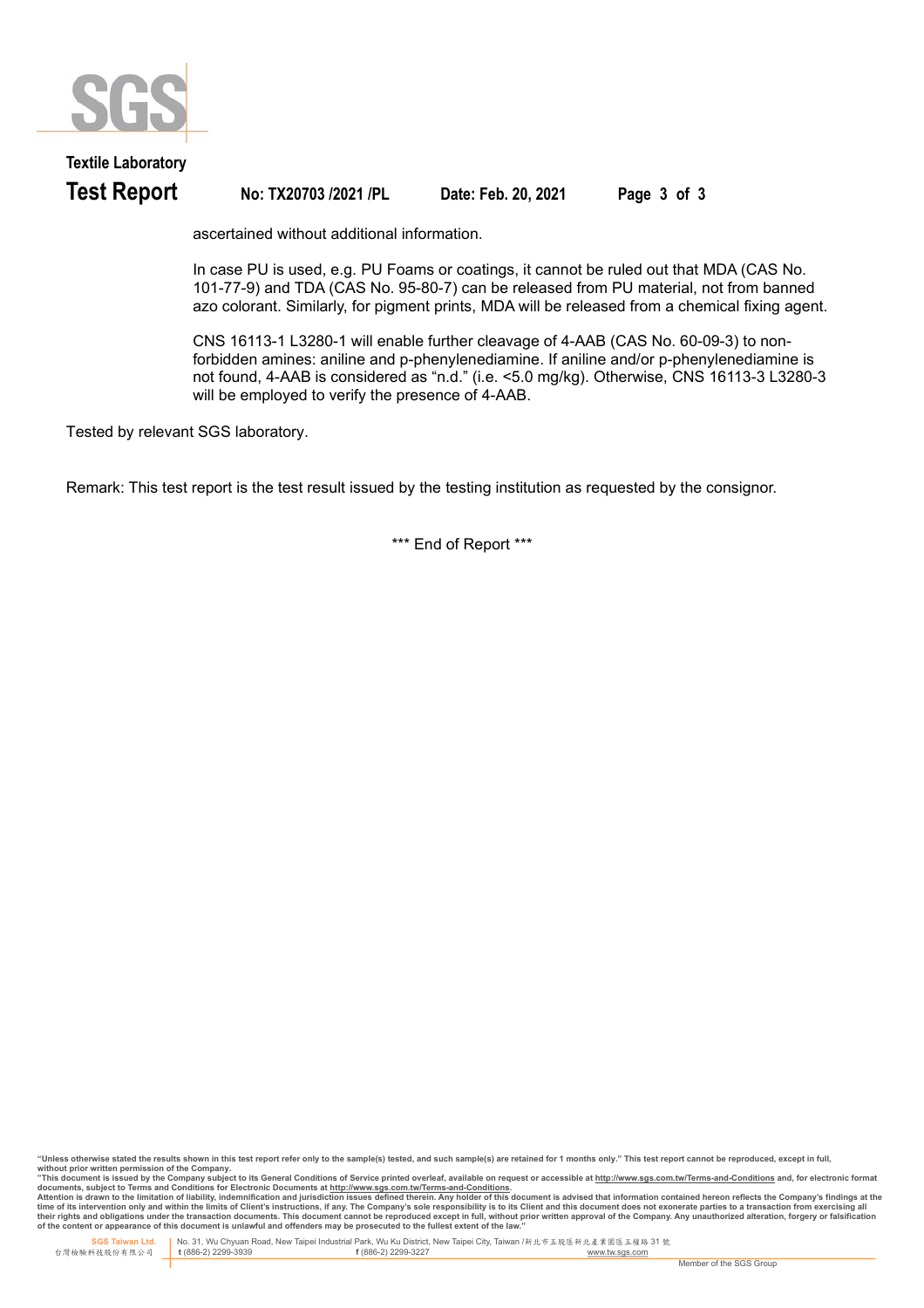ascertained without additional information.

In case PU is used, e.g. PU Foams or coatings, it cannot be ruled out that MDA (CAS No. 101-77-9) and TDA (CAS No. 95-80-7) can be released from PU material, not from banned azo colorant. Similarly, for pigment prints, MDA will be released from a chemical fixing agent.

CNS 16113-1 L3280-1 will enable further cleavage of 4-AAB (CAS No. 60-09-3) to non-forbidden amines: aniline and p-phenylenediamine. If aniline and/or p-phenylenediamine is not found, 4-AAB is considered as "n.d." (i.e. <5.0 mg/kg). Otherwise, CNS 16113-3 L3280-3 will be employed to verify the presence of 4-AAB.

Tested by relevant SGS laboratory.

Remark: This test report is the test result issued by the testing institution as requested by the consignor.

\*\*\* End of Report \*\*\*